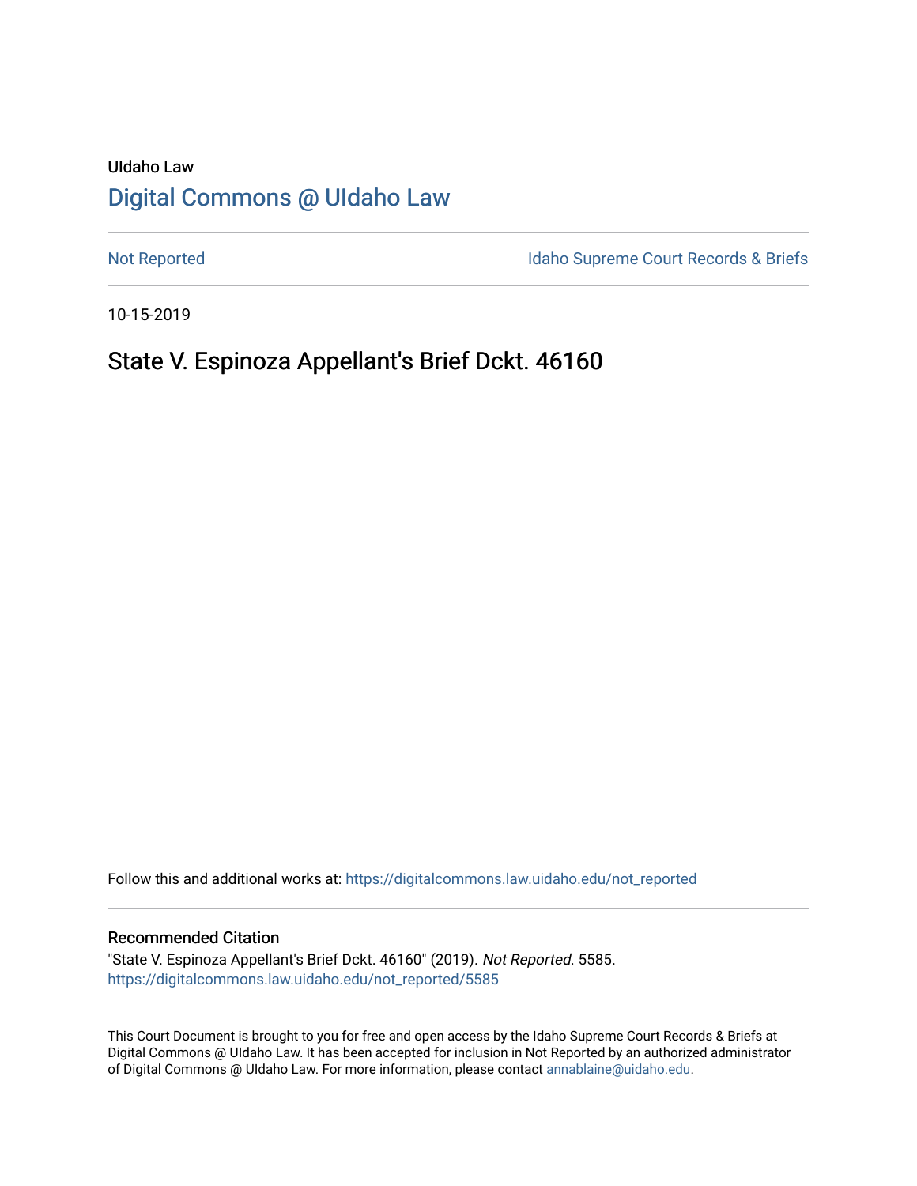UIdaho Law

# Digital Commons @ UIdaho Law

Not Reported

Idaho Supreme Court Records & Briefs

10-15-2019

## State V. Espinoza Appellant's Brief Dckt. 46160

Follow this and additional works at: https://digitalcommons.law.uidaho.edu/not_reported

### Recommended Citation

"State V. Espinoza Appellant's Brief Dckt. 46160" (2019). *Not Reported*. 5585.
https://digitalcommons.law.uidaho.edu/not_reported/5585

This Court Document is brought to you for free and open access by the Idaho Supreme Court Records & Briefs at Digital Commons @ UIdaho Law. It has been accepted for inclusion in Not Reported by an authorized administrator of Digital Commons @ UIdaho Law. For more information, please contact annablaine@uidaho.edu.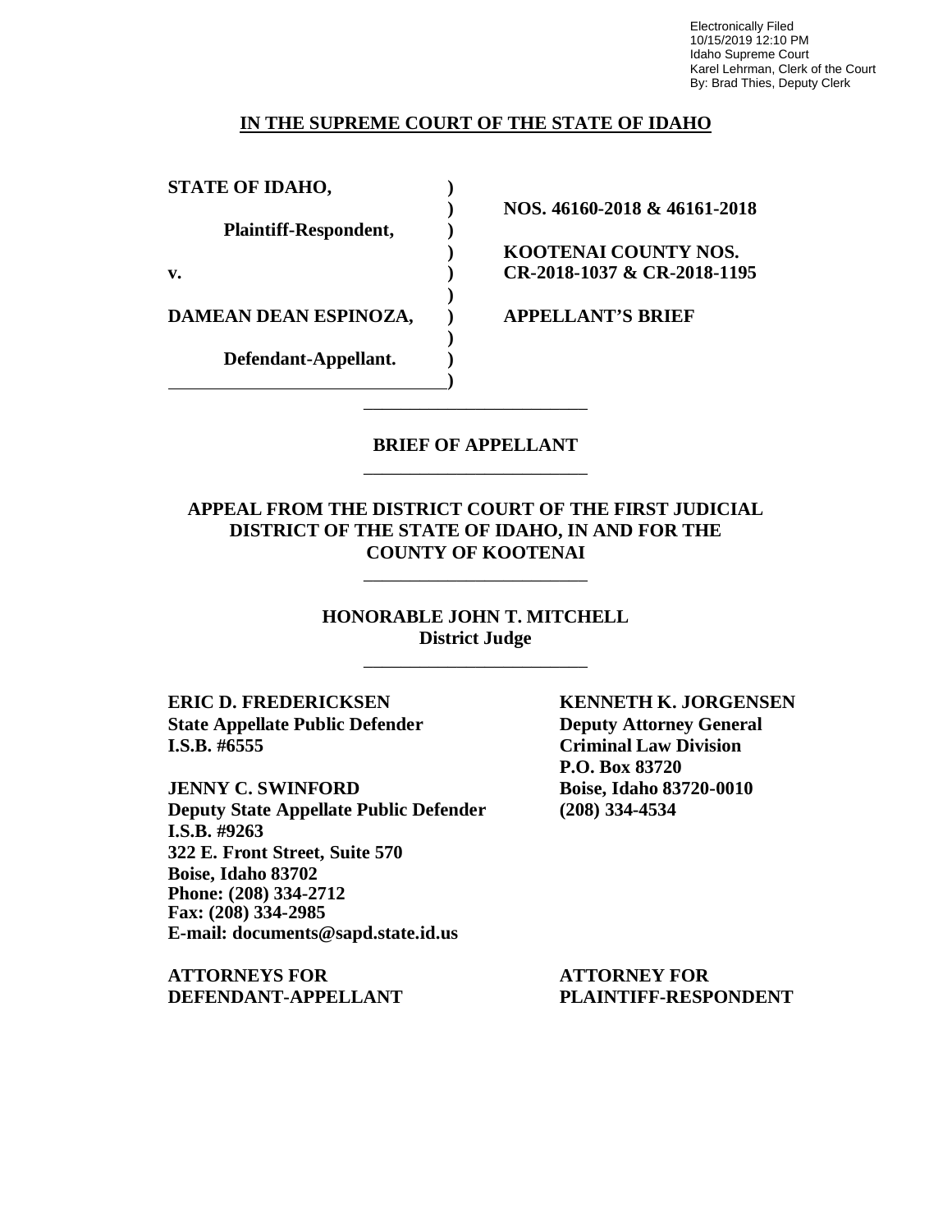Electronically Filed
10/15/2019 12:10 PM
Idaho Supreme Court
Karel Lehrman, Clerk of the Court
By: Brad Thies, Deputy Clerk

**IN THE SUPREME COURT OF THE STATE OF IDAHO**

| | | |
|---|---|---|
| **STATE OF IDAHO,** | **)** | |
| | **)** | **NOS. 46160-2018 & 46161-2018** |
| **Plaintiff-Respondent,** | **)** | |
| | **)** | **KOOTENAI COUNTY NOS.** |
| **v.** | **)** | **CR-2018-1037 & CR-2018-1195** |
| | **)** | |
| **DAMEAN DEAN ESPINOZA,** | **)** | **APPELLANT'S BRIEF** |
| | **)** | |
| **Defendant-Appellant.** | **)** | |
| | **)** | |

---

**BRIEF OF APPELLANT**

---

**APPEAL FROM THE DISTRICT COURT OF THE FIRST JUDICIAL DISTRICT OF THE STATE OF IDAHO, IN AND FOR THE COUNTY OF KOOTENAI**

---

**HONORABLE JOHN T. MITCHELL**
**District Judge**

---

**ERIC D. FREDERICKSEN**
**State Appellate Public Defender**
**I.S.B. #6555**

**JENNY C. SWINFORD**
**Deputy State Appellate Public Defender**
**I.S.B. #9263**
**322 E. Front Street, Suite 570**
**Boise, Idaho 83702**
**Phone: (208) 334-2712**
**Fax: (208) 334-2985**
**E-mail: documents@sapd.state.id.us**

**ATTORNEYS FOR**
**DEFENDANT-APPELLANT**

**KENNETH K. JORGENSEN**
**Deputy Attorney General**
**Criminal Law Division**
**P.O. Box 83720**
**Boise, Idaho 83720-0010**
**(208) 334-4534**

**ATTORNEY FOR**
**PLAINTIFF-RESPONDENT**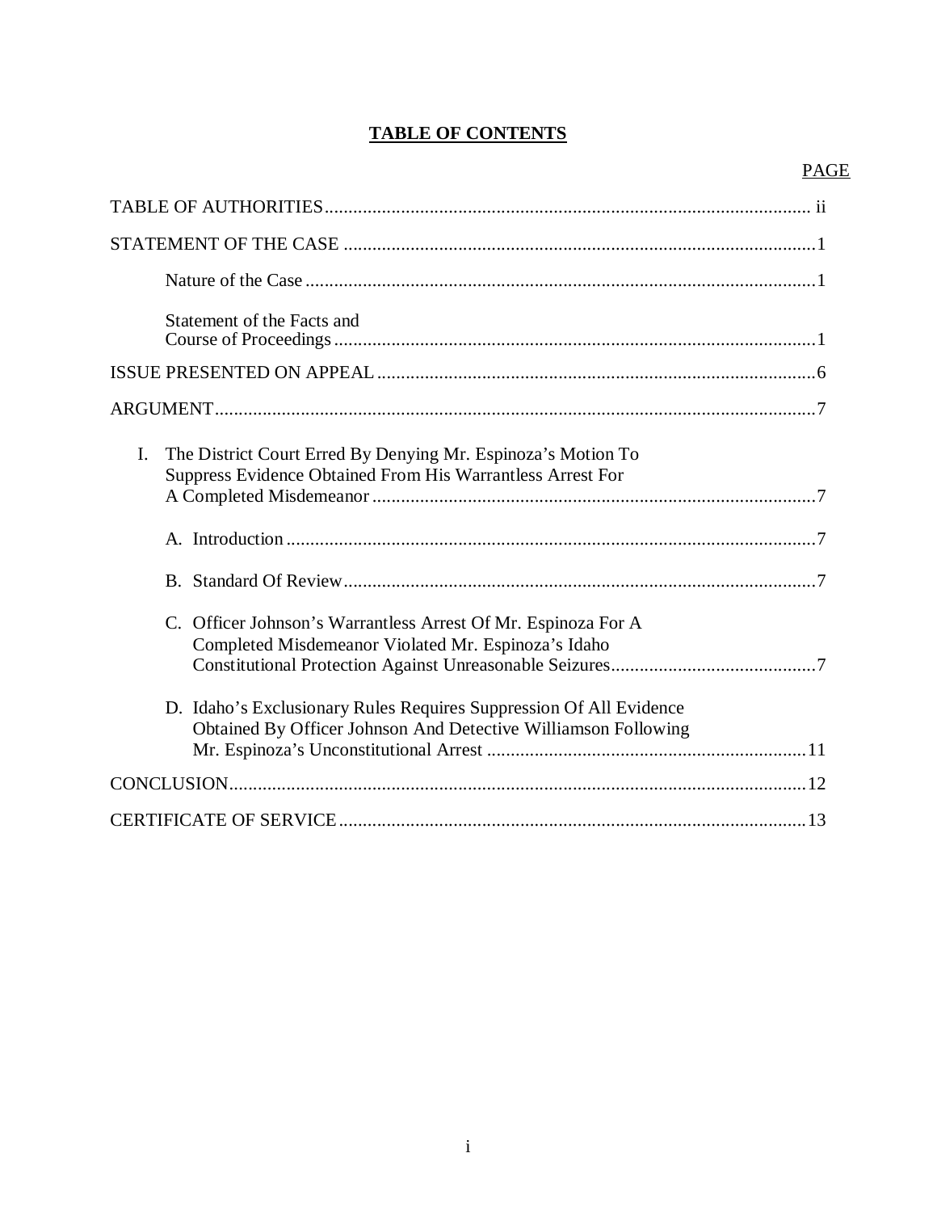# TABLE OF CONTENTS

| | PAGE |
|---|---|
| TABLE OF AUTHORITIES | ii |
| STATEMENT OF THE CASE | 1 |
| Nature of the Case | 1 |
| Statement of the Facts and Course of Proceedings | 1 |
| ISSUE PRESENTED ON APPEAL | 6 |
| ARGUMENT | 7 |
| I. The District Court Erred By Denying Mr. Espinoza's Motion To Suppress Evidence Obtained From His Warrantless Arrest For A Completed Misdemeanor | 7 |
| A. Introduction | 7 |
| B. Standard Of Review | 7 |
| C. Officer Johnson's Warrantless Arrest Of Mr. Espinoza For A Completed Misdemeanor Violated Mr. Espinoza's Idaho Constitutional Protection Against Unreasonable Seizures | 7 |
| D. Idaho's Exclusionary Rules Requires Suppression Of All Evidence Obtained By Officer Johnson And Detective Williamson Following Mr. Espinoza's Unconstitutional Arrest | 11 |
| CONCLUSION | 12 |
| CERTIFICATE OF SERVICE | 13 |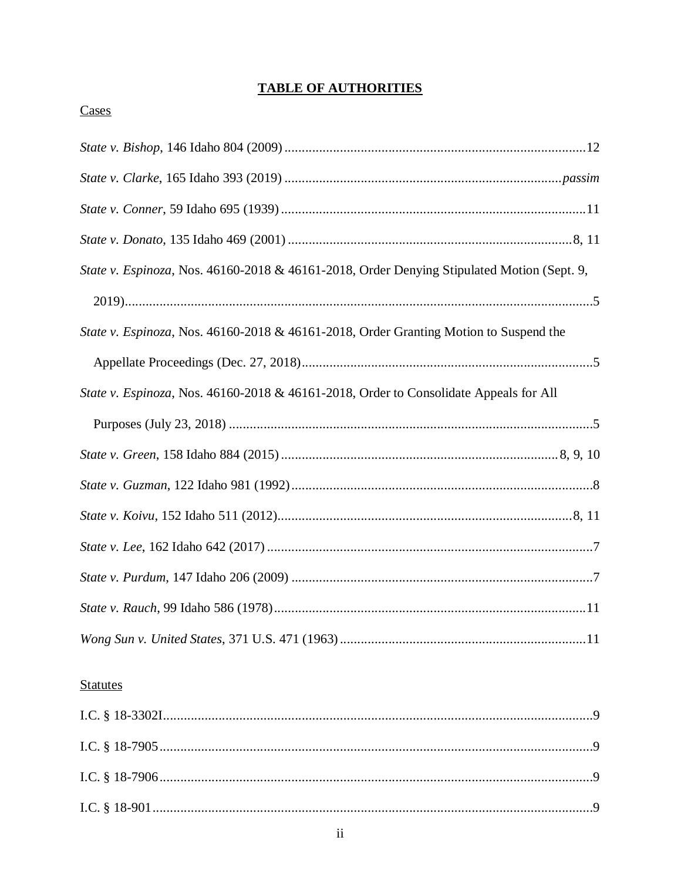**TABLE OF AUTHORITIES**

Cases

*State v. Bishop*, 146 Idaho 804 (2009) .......................................................................................12

*State v. Clarke*, 165 Idaho 393 (2019) ...............................................................................*passim*

*State v. Conner*, 59 Idaho 695 (1939) .........................................................................................11

*State v. Donato*, 135 Idaho 469 (2001) ....................................................................................8, 11

*State v. Espinoza*, Nos. 46160-2018 & 46161-2018, Order Denying Stipulated Motion (Sept. 9, 2019)..........................................................................................................................................5

*State v. Espinoza*, Nos. 46160-2018 & 46161-2018, Order Granting Motion to Suspend the Appellate Proceedings (Dec. 27, 2018)......................................................................................5

*State v. Espinoza*, Nos. 46160-2018 & 46161-2018, Order to Consolidate Appeals for All Purposes (July 23, 2018) ...........................................................................................................5

*State v. Green*, 158 Idaho 884 (2015) ..............................................................................8, 9, 10

*State v. Guzman*, 122 Idaho 981 (1992).......................................................................................8

*State v. Koivu*, 152 Idaho 511 (2012).....................................................................................8, 11

*State v. Lee*, 162 Idaho 642 (2017) ...............................................................................................7

*State v. Purdum*, 147 Idaho 206 (2009) ........................................................................................7

*State v. Rauch*, 99 Idaho 586 (1978)..........................................................................................11

*Wong Sun v. United States*, 371 U.S. 471 (1963) .......................................................................11

Statutes

I.C. § 18-3302I...............................................................................................................................9

I.C. § 18-7905................................................................................................................................9

I.C. § 18-7906................................................................................................................................9

I.C. § 18-901..................................................................................................................................9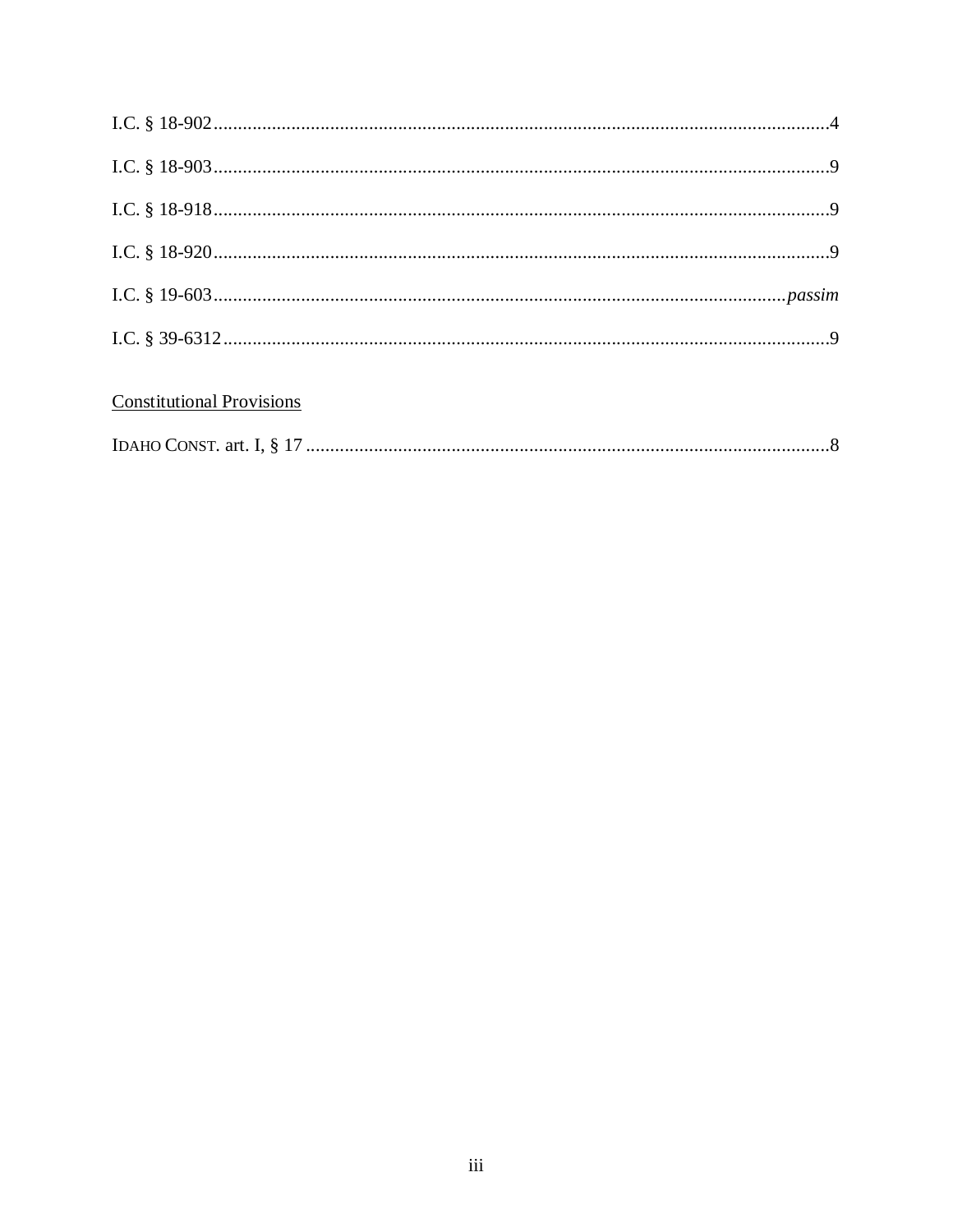I.C. § 18-902 ........................................................................................................................4

I.C. § 18-903 ........................................................................................................................9

I.C. § 18-918 ........................................................................................................................9

I.C. § 18-920 ........................................................................................................................9

I.C. § 19-603 ................................................................................................................*passim*

I.C. § 39-6312 ......................................................................................................................9

<u>Constitutional Provisions</u>

IDAHO CONST. art. I, § 17 ....................................................................................................8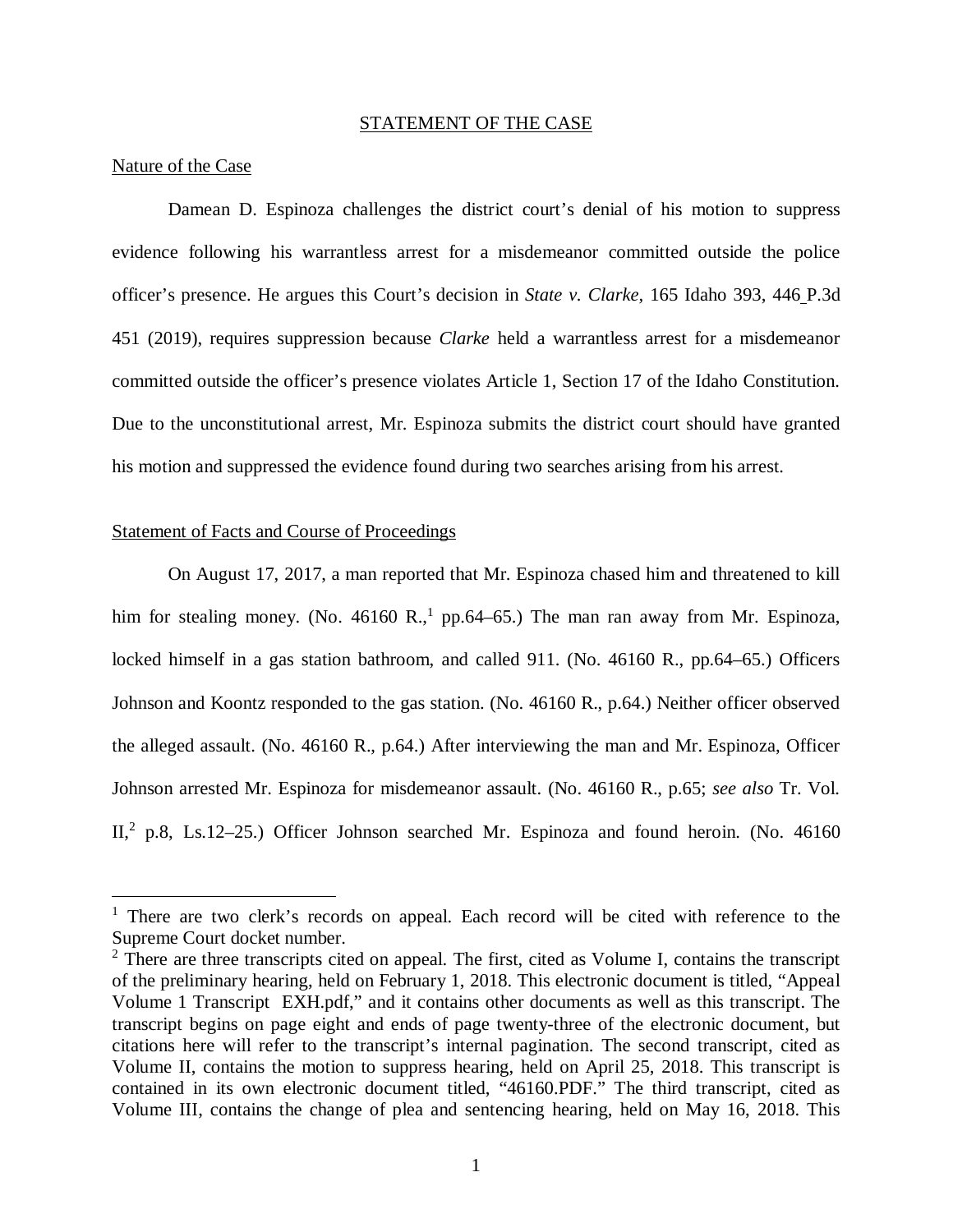## STATEMENT OF THE CASE

### Nature of the Case

Damean D. Espinoza challenges the district court's denial of his motion to suppress evidence following his warrantless arrest for a misdemeanor committed outside the police officer's presence. He argues this Court's decision in *State v. Clarke*, 165 Idaho 393, 446 P.3d 451 (2019), requires suppression because *Clarke* held a warrantless arrest for a misdemeanor committed outside the officer's presence violates Article 1, Section 17 of the Idaho Constitution. Due to the unconstitutional arrest, Mr. Espinoza submits the district court should have granted his motion and suppressed the evidence found during two searches arising from his arrest.

### Statement of Facts and Course of Proceedings

On August 17, 2017, a man reported that Mr. Espinoza chased him and threatened to kill him for stealing money. (No. 46160 R.,[1] pp.64–65.) The man ran away from Mr. Espinoza, locked himself in a gas station bathroom, and called 911. (No. 46160 R., pp.64–65.) Officers Johnson and Koontz responded to the gas station. (No. 46160 R., p.64.) Neither officer observed the alleged assault. (No. 46160 R., p.64.) After interviewing the man and Mr. Espinoza, Officer Johnson arrested Mr. Espinoza for misdemeanor assault. (No. 46160 R., p.65; *see also* Tr. Vol. II,[2] p.8, Ls.12–25.) Officer Johnson searched Mr. Espinoza and found heroin. (No. 46160

[1] There are two clerk's records on appeal. Each record will be cited with reference to the Supreme Court docket number.

[2] There are three transcripts cited on appeal. The first, cited as Volume I, contains the transcript of the preliminary hearing, held on February 1, 2018. This electronic document is titled, "Appeal Volume 1 Transcript EXH.pdf," and it contains other documents as well as this transcript. The transcript begins on page eight and ends of page twenty-three of the electronic document, but citations here will refer to the transcript's internal pagination. The second transcript, cited as Volume II, contains the motion to suppress hearing, held on April 25, 2018. This transcript is contained in its own electronic document titled, "46160.PDF." The third transcript, cited as Volume III, contains the change of plea and sentencing hearing, held on May 16, 2018. This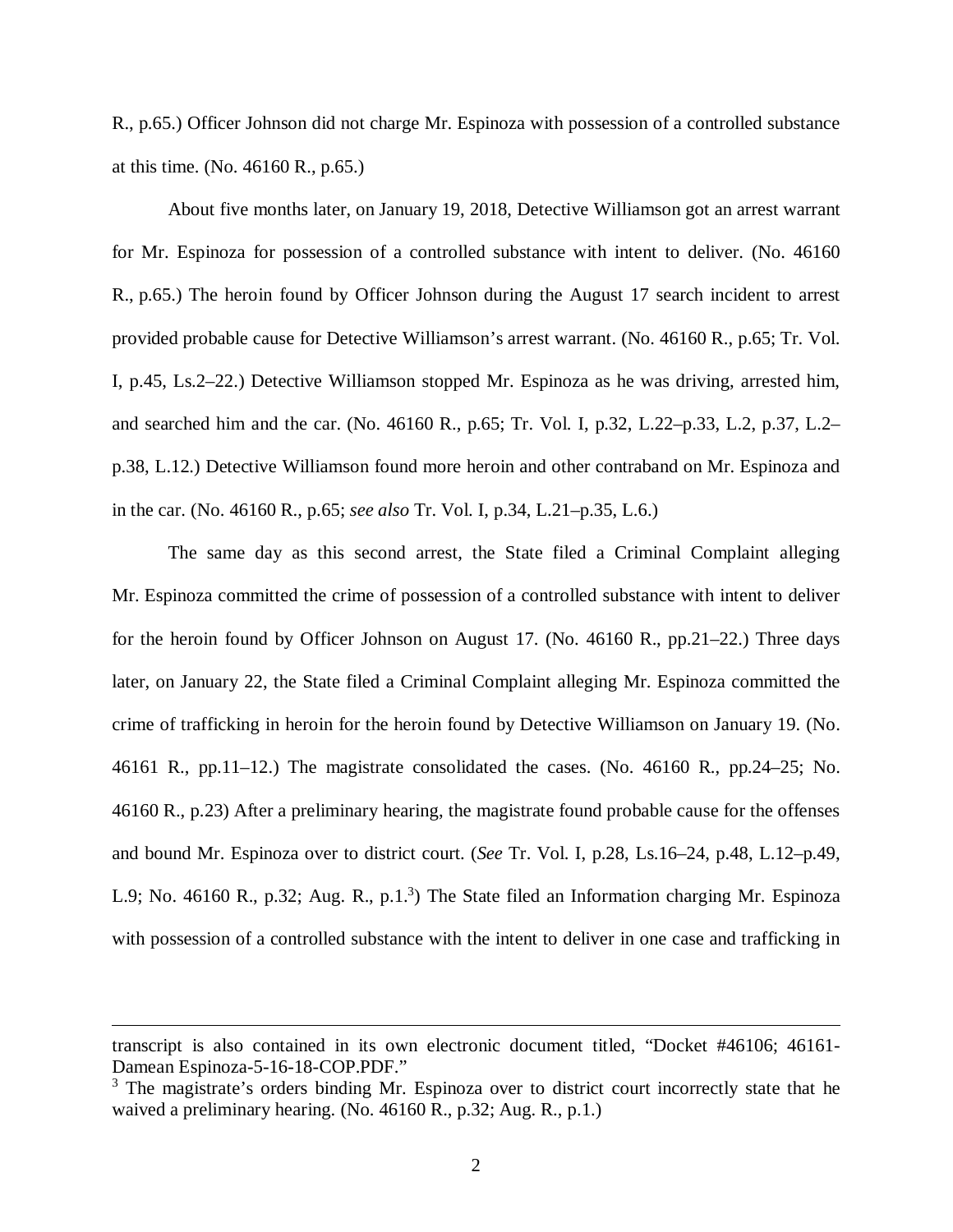R., p.65.) Officer Johnson did not charge Mr. Espinoza with possession of a controlled substance at this time. (No. 46160 R., p.65.)

About five months later, on January 19, 2018, Detective Williamson got an arrest warrant for Mr. Espinoza for possession of a controlled substance with intent to deliver. (No. 46160 R., p.65.) The heroin found by Officer Johnson during the August 17 search incident to arrest provided probable cause for Detective Williamson's arrest warrant. (No. 46160 R., p.65; Tr. Vol. I, p.45, Ls.2–22.) Detective Williamson stopped Mr. Espinoza as he was driving, arrested him, and searched him and the car. (No. 46160 R., p.65; Tr. Vol. I, p.32, L.22–p.33, L.2, p.37, L.2–p.38, L.12.) Detective Williamson found more heroin and other contraband on Mr. Espinoza and in the car. (No. 46160 R., p.65; *see also* Tr. Vol. I, p.34, L.21–p.35, L.6.)

The same day as this second arrest, the State filed a Criminal Complaint alleging Mr. Espinoza committed the crime of possession of a controlled substance with intent to deliver for the heroin found by Officer Johnson on August 17. (No. 46160 R., pp.21–22.) Three days later, on January 22, the State filed a Criminal Complaint alleging Mr. Espinoza committed the crime of trafficking in heroin for the heroin found by Detective Williamson on January 19. (No. 46161 R., pp.11–12.) The magistrate consolidated the cases. (No. 46160 R., pp.24–25; No. 46160 R., p.23) After a preliminary hearing, the magistrate found probable cause for the offenses and bound Mr. Espinoza over to district court. (*See* Tr. Vol. I, p.28, Ls.16–24, p.48, L.12–p.49, L.9; No. 46160 R., p.32; Aug. R., p.1.[3]) The State filed an Information charging Mr. Espinoza with possession of a controlled substance with the intent to deliver in one case and trafficking in

---

transcript is also contained in its own electronic document titled, "Docket #46106; 46161-Damean Espinoza-5-16-18-COP.PDF."

[3] The magistrate's orders binding Mr. Espinoza over to district court incorrectly state that he waived a preliminary hearing. (No. 46160 R., p.32; Aug. R., p.1.)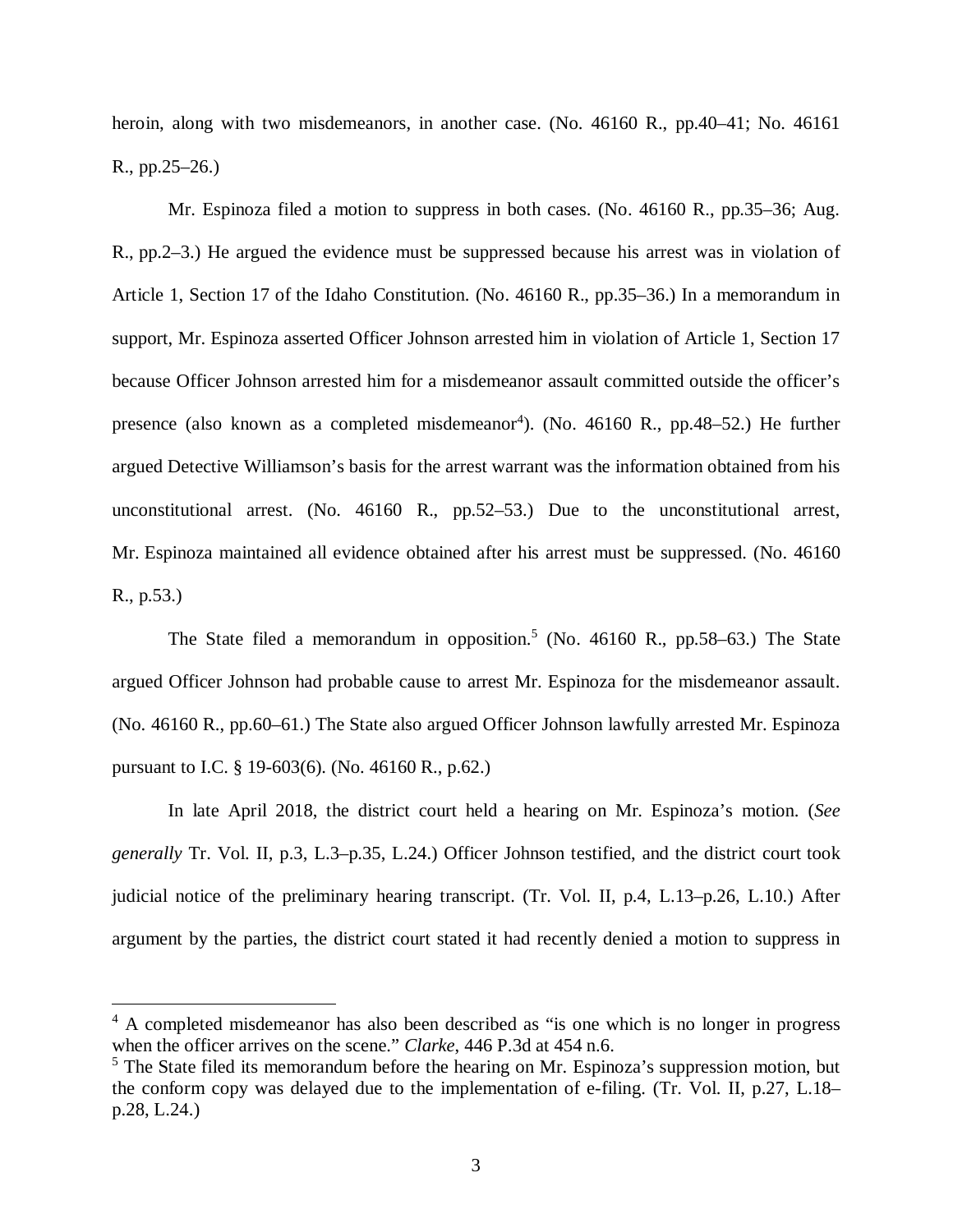heroin, along with two misdemeanors, in another case. (No. 46160 R., pp.40–41; No. 46161 R., pp.25–26.)

Mr. Espinoza filed a motion to suppress in both cases. (No. 46160 R., pp.35–36; Aug. R., pp.2–3.) He argued the evidence must be suppressed because his arrest was in violation of Article 1, Section 17 of the Idaho Constitution. (No. 46160 R., pp.35–36.) In a memorandum in support, Mr. Espinoza asserted Officer Johnson arrested him in violation of Article 1, Section 17 because Officer Johnson arrested him for a misdemeanor assault committed outside the officer's presence (also known as a completed misdemeanor[4]). (No. 46160 R., pp.48–52.) He further argued Detective Williamson's basis for the arrest warrant was the information obtained from his unconstitutional arrest. (No. 46160 R., pp.52–53.) Due to the unconstitutional arrest, Mr. Espinoza maintained all evidence obtained after his arrest must be suppressed. (No. 46160 R., p.53.)

The State filed a memorandum in opposition.[5] (No. 46160 R., pp.58–63.) The State argued Officer Johnson had probable cause to arrest Mr. Espinoza for the misdemeanor assault. (No. 46160 R., pp.60–61.) The State also argued Officer Johnson lawfully arrested Mr. Espinoza pursuant to I.C. § 19-603(6). (No. 46160 R., p.62.)

In late April 2018, the district court held a hearing on Mr. Espinoza's motion. (*See generally* Tr. Vol. II, p.3, L.3–p.35, L.24.) Officer Johnson testified, and the district court took judicial notice of the preliminary hearing transcript. (Tr. Vol. II, p.4, L.13–p.26, L.10.) After argument by the parties, the district court stated it had recently denied a motion to suppress in

---

[4] A completed misdemeanor has also been described as "is one which is no longer in progress when the officer arrives on the scene." *Clarke*, 446 P.3d at 454 n.6.

[5] The State filed its memorandum before the hearing on Mr. Espinoza's suppression motion, but the conform copy was delayed due to the implementation of e-filing. (Tr. Vol. II, p.27, L.18–p.28, L.24.)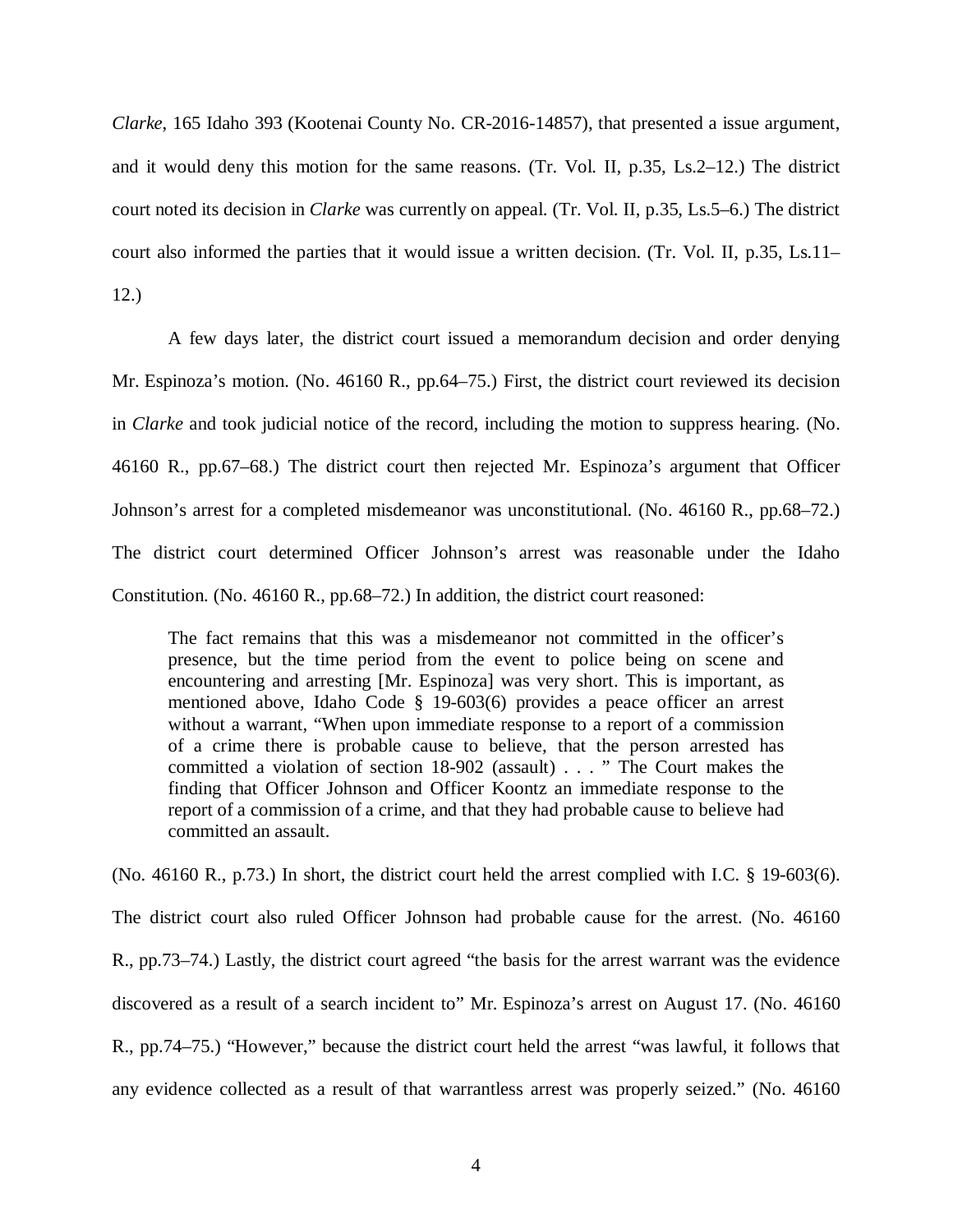*Clarke*, 165 Idaho 393 (Kootenai County No. CR-2016-14857), that presented a issue argument, and it would deny this motion for the same reasons. (Tr. Vol. II, p.35, Ls.2–12.) The district court noted its decision in *Clarke* was currently on appeal. (Tr. Vol. II, p.35, Ls.5–6.) The district court also informed the parties that it would issue a written decision. (Tr. Vol. II, p.35, Ls.11–12.)

A few days later, the district court issued a memorandum decision and order denying Mr. Espinoza's motion. (No. 46160 R., pp.64–75.) First, the district court reviewed its decision in *Clarke* and took judicial notice of the record, including the motion to suppress hearing. (No. 46160 R., pp.67–68.) The district court then rejected Mr. Espinoza's argument that Officer Johnson's arrest for a completed misdemeanor was unconstitutional. (No. 46160 R., pp.68–72.) The district court determined Officer Johnson's arrest was reasonable under the Idaho Constitution. (No. 46160 R., pp.68–72.) In addition, the district court reasoned:

> The fact remains that this was a misdemeanor not committed in the officer's presence, but the time period from the event to police being on scene and encountering and arresting [Mr. Espinoza] was very short. This is important, as mentioned above, Idaho Code § 19-603(6) provides a peace officer an arrest without a warrant, "When upon immediate response to a report of a commission of a crime there is probable cause to believe, that the person arrested has committed a violation of section 18-902 (assault) . . . " The Court makes the finding that Officer Johnson and Officer Koontz an immediate response to the report of a commission of a crime, and that they had probable cause to believe had committed an assault.

(No. 46160 R., p.73.) In short, the district court held the arrest complied with I.C. § 19-603(6). The district court also ruled Officer Johnson had probable cause for the arrest. (No. 46160 R., pp.73–74.) Lastly, the district court agreed "the basis for the arrest warrant was the evidence discovered as a result of a search incident to" Mr. Espinoza's arrest on August 17. (No. 46160 R., pp.74–75.) "However," because the district court held the arrest "was lawful, it follows that any evidence collected as a result of that warrantless arrest was properly seized." (No. 46160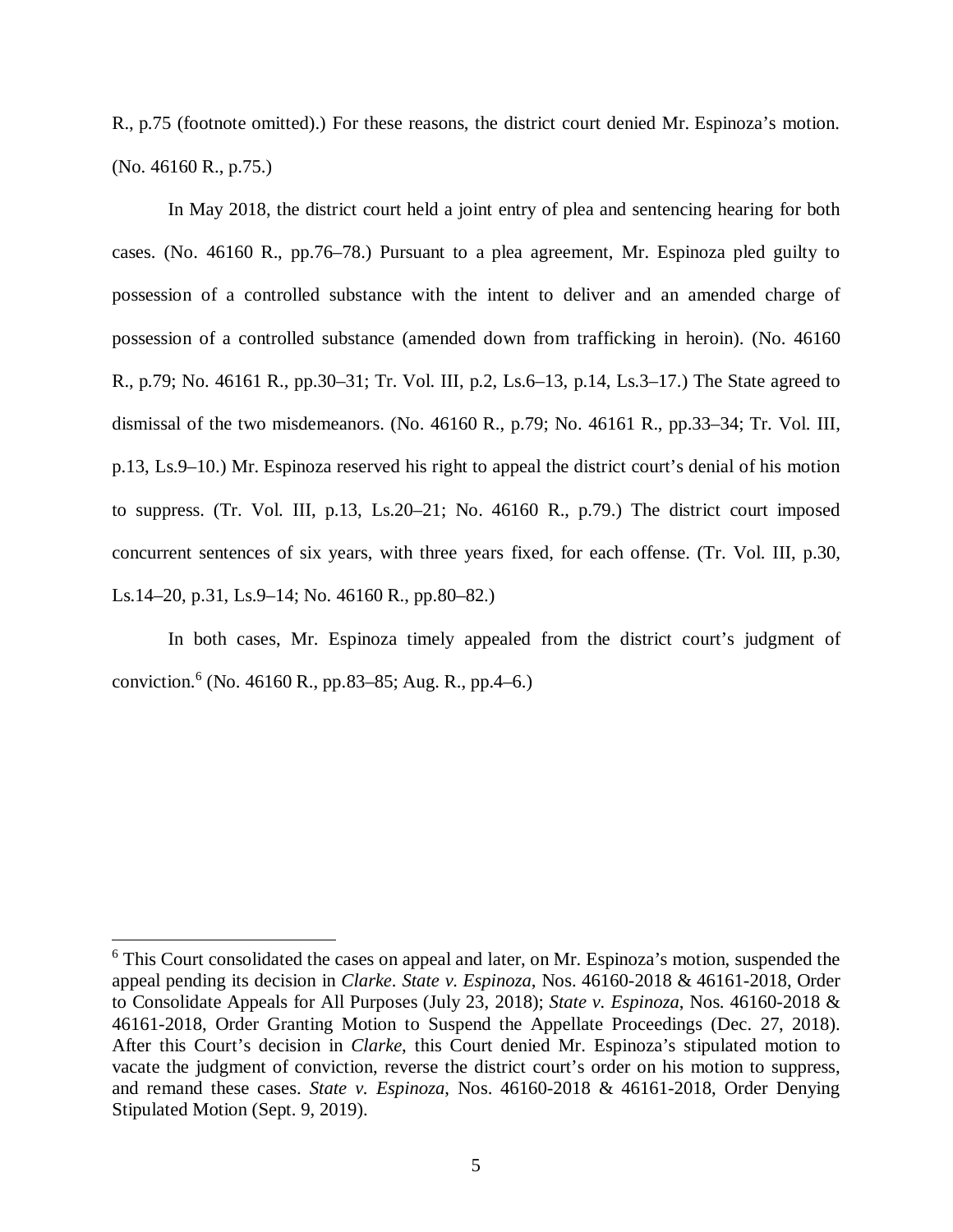R., p.75 (footnote omitted).) For these reasons, the district court denied Mr. Espinoza's motion. (No. 46160 R., p.75.)

In May 2018, the district court held a joint entry of plea and sentencing hearing for both cases. (No. 46160 R., pp.76–78.) Pursuant to a plea agreement, Mr. Espinoza pled guilty to possession of a controlled substance with the intent to deliver and an amended charge of possession of a controlled substance (amended down from trafficking in heroin). (No. 46160 R., p.79; No. 46161 R., pp.30–31; Tr. Vol. III, p.2, Ls.6–13, p.14, Ls.3–17.) The State agreed to dismissal of the two misdemeanors. (No. 46160 R., p.79; No. 46161 R., pp.33–34; Tr. Vol. III, p.13, Ls.9–10.) Mr. Espinoza reserved his right to appeal the district court's denial of his motion to suppress. (Tr. Vol. III, p.13, Ls.20–21; No. 46160 R., p.79.) The district court imposed concurrent sentences of six years, with three years fixed, for each offense. (Tr. Vol. III, p.30, Ls.14–20, p.31, Ls.9–14; No. 46160 R., pp.80–82.)

In both cases, Mr. Espinoza timely appealed from the district court's judgment of conviction.[6] (No. 46160 R., pp.83–85; Aug. R., pp.4–6.)

---

[6] This Court consolidated the cases on appeal and later, on Mr. Espinoza's motion, suspended the appeal pending its decision in *Clarke*. *State v. Espinoza*, Nos. 46160-2018 & 46161-2018, Order to Consolidate Appeals for All Purposes (July 23, 2018); *State v. Espinoza*, Nos. 46160-2018 & 46161-2018, Order Granting Motion to Suspend the Appellate Proceedings (Dec. 27, 2018). After this Court's decision in *Clarke*, this Court denied Mr. Espinoza's stipulated motion to vacate the judgment of conviction, reverse the district court's order on his motion to suppress, and remand these cases. *State v. Espinoza*, Nos. 46160-2018 & 46161-2018, Order Denying Stipulated Motion (Sept. 9, 2019).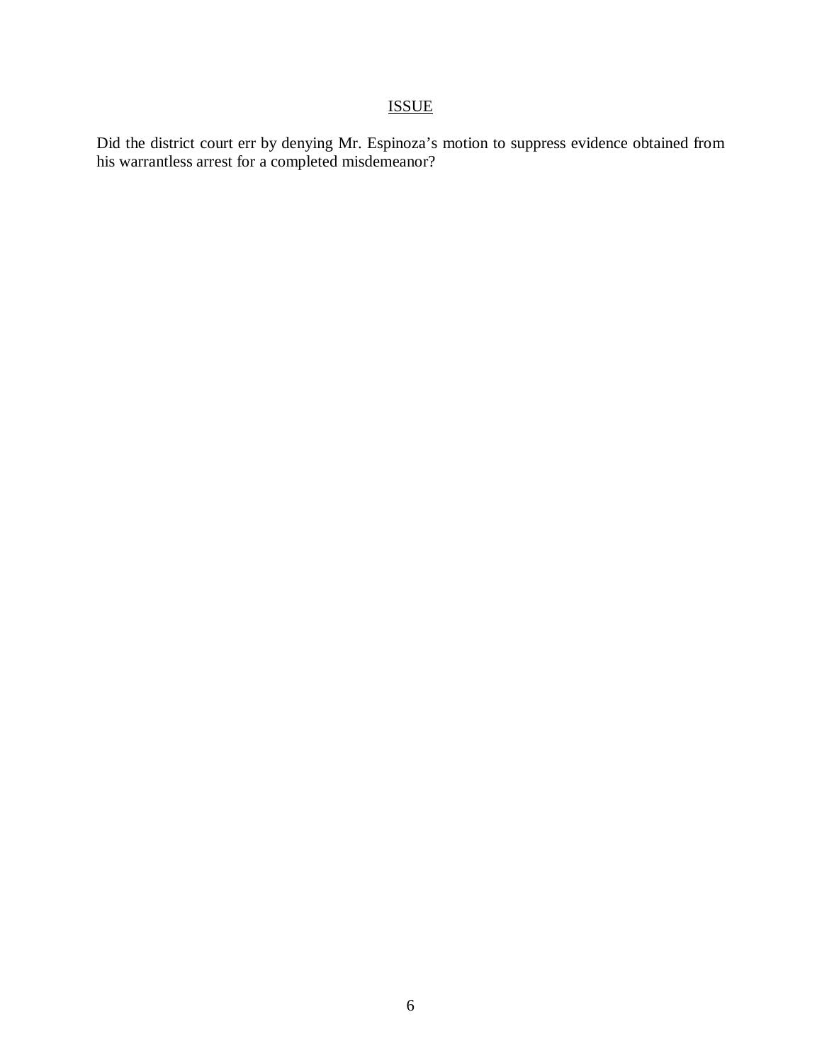## ISSUE

Did the district court err by denying Mr. Espinoza's motion to suppress evidence obtained from his warrantless arrest for a completed misdemeanor?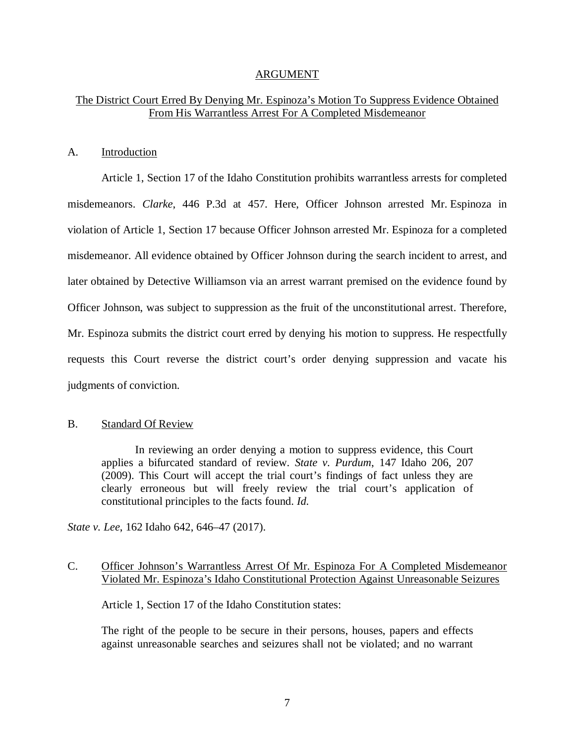## ARGUMENT

### The District Court Erred By Denying Mr. Espinoza's Motion To Suppress Evidence Obtained From His Warrantless Arrest For A Completed Misdemeanor

#### A. Introduction

Article 1, Section 17 of the Idaho Constitution prohibits warrantless arrests for completed misdemeanors. *Clarke*, 446 P.3d at 457. Here, Officer Johnson arrested Mr. Espinoza in violation of Article 1, Section 17 because Officer Johnson arrested Mr. Espinoza for a completed misdemeanor. All evidence obtained by Officer Johnson during the search incident to arrest, and later obtained by Detective Williamson via an arrest warrant premised on the evidence found by Officer Johnson, was subject to suppression as the fruit of the unconstitutional arrest. Therefore, Mr. Espinoza submits the district court erred by denying his motion to suppress. He respectfully requests this Court reverse the district court's order denying suppression and vacate his judgments of conviction.

#### B. Standard Of Review

> In reviewing an order denying a motion to suppress evidence, this Court applies a bifurcated standard of review. *State v. Purdum*, 147 Idaho 206, 207 (2009). This Court will accept the trial court's findings of fact unless they are clearly erroneous but will freely review the trial court's application of constitutional principles to the facts found. *Id.*

*State v. Lee*, 162 Idaho 642, 646–47 (2017).

#### C. Officer Johnson's Warrantless Arrest Of Mr. Espinoza For A Completed Misdemeanor Violated Mr. Espinoza's Idaho Constitutional Protection Against Unreasonable Seizures

Article 1, Section 17 of the Idaho Constitution states:

> The right of the people to be secure in their persons, houses, papers and effects against unreasonable searches and seizures shall not be violated; and no warrant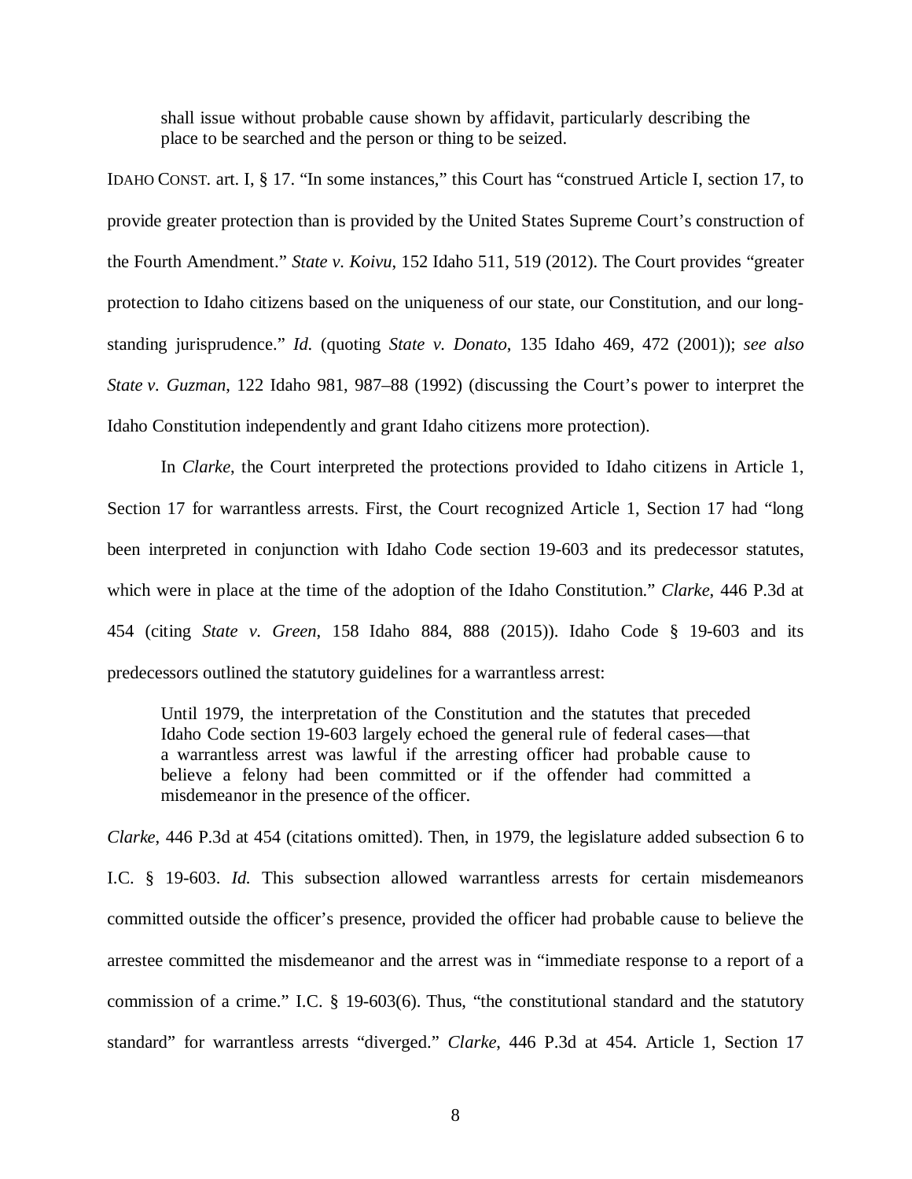> shall issue without probable cause shown by affidavit, particularly describing the place to be searched and the person or thing to be seized.

IDAHO CONST. art. I, § 17. "In some instances," this Court has "construed Article I, section 17, to provide greater protection than is provided by the United States Supreme Court's construction of the Fourth Amendment." *State v. Koivu*, 152 Idaho 511, 519 (2012). The Court provides "greater protection to Idaho citizens based on the uniqueness of our state, our Constitution, and our long-standing jurisprudence." *Id.* (quoting *State v. Donato*, 135 Idaho 469, 472 (2001)); *see also State v. Guzman*, 122 Idaho 981, 987–88 (1992) (discussing the Court's power to interpret the Idaho Constitution independently and grant Idaho citizens more protection).

In *Clarke*, the Court interpreted the protections provided to Idaho citizens in Article 1, Section 17 for warrantless arrests. First, the Court recognized Article 1, Section 17 had "long been interpreted in conjunction with Idaho Code section 19-603 and its predecessor statutes, which were in place at the time of the adoption of the Idaho Constitution." *Clarke*, 446 P.3d at 454 (citing *State v. Green*, 158 Idaho 884, 888 (2015)). Idaho Code § 19-603 and its predecessors outlined the statutory guidelines for a warrantless arrest:

> Until 1979, the interpretation of the Constitution and the statutes that preceded Idaho Code section 19-603 largely echoed the general rule of federal cases—that a warrantless arrest was lawful if the arresting officer had probable cause to believe a felony had been committed or if the offender had committed a misdemeanor in the presence of the officer.

*Clarke*, 446 P.3d at 454 (citations omitted). Then, in 1979, the legislature added subsection 6 to I.C. § 19-603. *Id.* This subsection allowed warrantless arrests for certain misdemeanors committed outside the officer's presence, provided the officer had probable cause to believe the arrestee committed the misdemeanor and the arrest was in "immediate response to a report of a commission of a crime." I.C. § 19-603(6). Thus, "the constitutional standard and the statutory standard" for warrantless arrests "diverged." *Clarke*, 446 P.3d at 454. Article 1, Section 17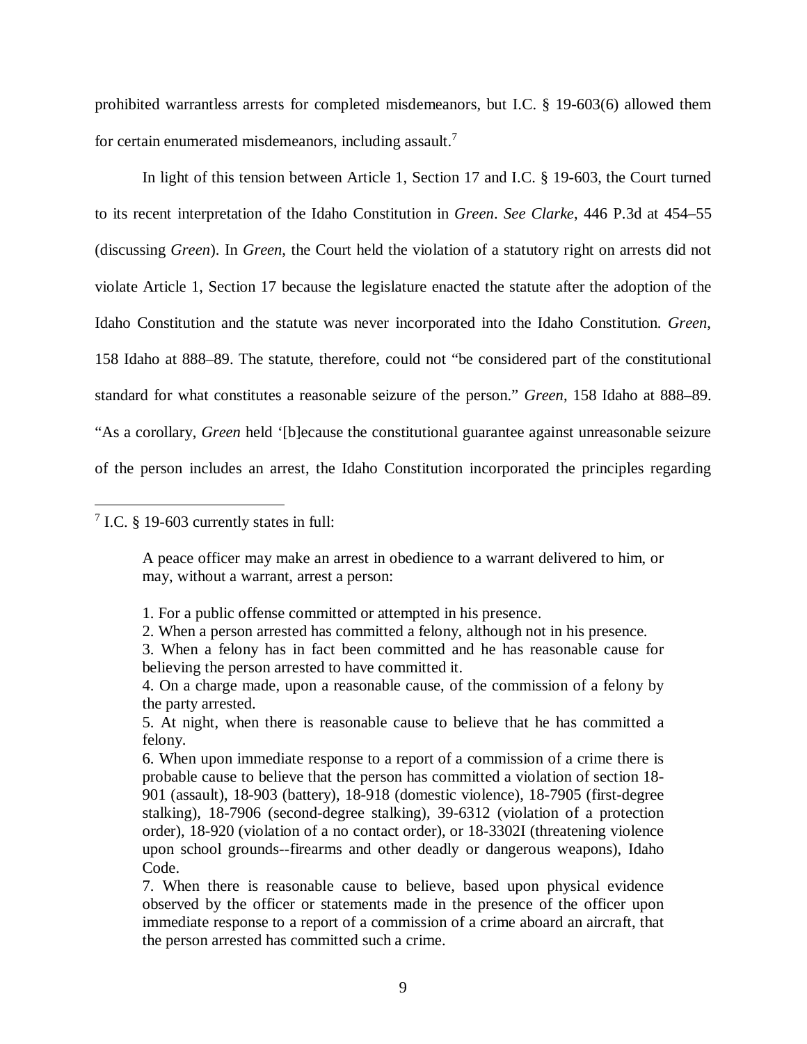prohibited warrantless arrests for completed misdemeanors, but I.C. § 19-603(6) allowed them for certain enumerated misdemeanors, including assault.[7]

In light of this tension between Article 1, Section 17 and I.C. § 19-603, the Court turned to its recent interpretation of the Idaho Constitution in *Green*. *See Clarke*, 446 P.3d at 454–55 (discussing *Green*). In *Green*, the Court held the violation of a statutory right on arrests did not violate Article 1, Section 17 because the legislature enacted the statute after the adoption of the Idaho Constitution and the statute was never incorporated into the Idaho Constitution. *Green*, 158 Idaho at 888–89. The statute, therefore, could not "be considered part of the constitutional standard for what constitutes a reasonable seizure of the person." *Green*, 158 Idaho at 888–89. "As a corollary, *Green* held '[b]ecause the constitutional guarantee against unreasonable seizure of the person includes an arrest, the Idaho Constitution incorporated the principles regarding

---

[7] I.C. § 19-603 currently states in full:

> A peace officer may make an arrest in obedience to a warrant delivered to him, or may, without a warrant, arrest a person:
>
> 1. For a public offense committed or attempted in his presence.
> 2. When a person arrested has committed a felony, although not in his presence.
> 3. When a felony has in fact been committed and he has reasonable cause for believing the person arrested to have committed it.
> 4. On a charge made, upon a reasonable cause, of the commission of a felony by the party arrested.
> 5. At night, when there is reasonable cause to believe that he has committed a felony.
> 6. When upon immediate response to a report of a commission of a crime there is probable cause to believe that the person has committed a violation of section 18-901 (assault), 18-903 (battery), 18-918 (domestic violence), 18-7905 (first-degree stalking), 18-7906 (second-degree stalking), 39-6312 (violation of a protection order), 18-920 (violation of a no contact order), or 18-3302I (threatening violence upon school grounds--firearms and other deadly or dangerous weapons), Idaho Code.
> 7. When there is reasonable cause to believe, based upon physical evidence observed by the officer or statements made in the presence of the officer upon immediate response to a report of a commission of a crime aboard an aircraft, that the person arrested has committed such a crime.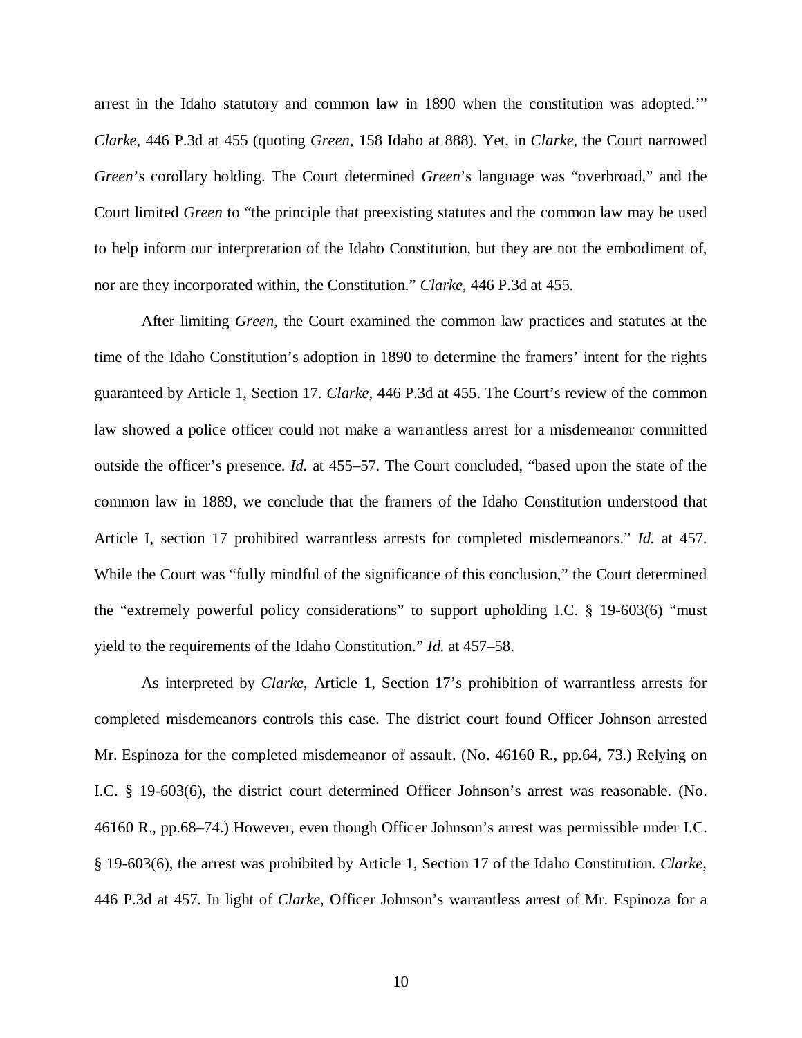arrest in the Idaho statutory and common law in 1890 when the constitution was adopted.'" *Clarke*, 446 P.3d at 455 (quoting *Green*, 158 Idaho at 888). Yet, in *Clarke*, the Court narrowed *Green*'s corollary holding. The Court determined *Green*'s language was "overbroad," and the Court limited *Green* to "the principle that preexisting statutes and the common law may be used to help inform our interpretation of the Idaho Constitution, but they are not the embodiment of, nor are they incorporated within, the Constitution." *Clarke*, 446 P.3d at 455.

After limiting *Green*, the Court examined the common law practices and statutes at the time of the Idaho Constitution's adoption in 1890 to determine the framers' intent for the rights guaranteed by Article 1, Section 17. *Clarke*, 446 P.3d at 455. The Court's review of the common law showed a police officer could not make a warrantless arrest for a misdemeanor committed outside the officer's presence. *Id.* at 455–57. The Court concluded, "based upon the state of the common law in 1889, we conclude that the framers of the Idaho Constitution understood that Article I, section 17 prohibited warrantless arrests for completed misdemeanors." *Id.* at 457. While the Court was "fully mindful of the significance of this conclusion," the Court determined the "extremely powerful policy considerations" to support upholding I.C. § 19-603(6) "must yield to the requirements of the Idaho Constitution." *Id.* at 457–58.

As interpreted by *Clarke*, Article 1, Section 17's prohibition of warrantless arrests for completed misdemeanors controls this case. The district court found Officer Johnson arrested Mr. Espinoza for the completed misdemeanor of assault. (No. 46160 R., pp.64, 73.) Relying on I.C. § 19-603(6), the district court determined Officer Johnson's arrest was reasonable. (No. 46160 R., pp.68–74.) However, even though Officer Johnson's arrest was permissible under I.C. § 19-603(6), the arrest was prohibited by Article 1, Section 17 of the Idaho Constitution. *Clarke*, 446 P.3d at 457. In light of *Clarke*, Officer Johnson's warrantless arrest of Mr. Espinoza for a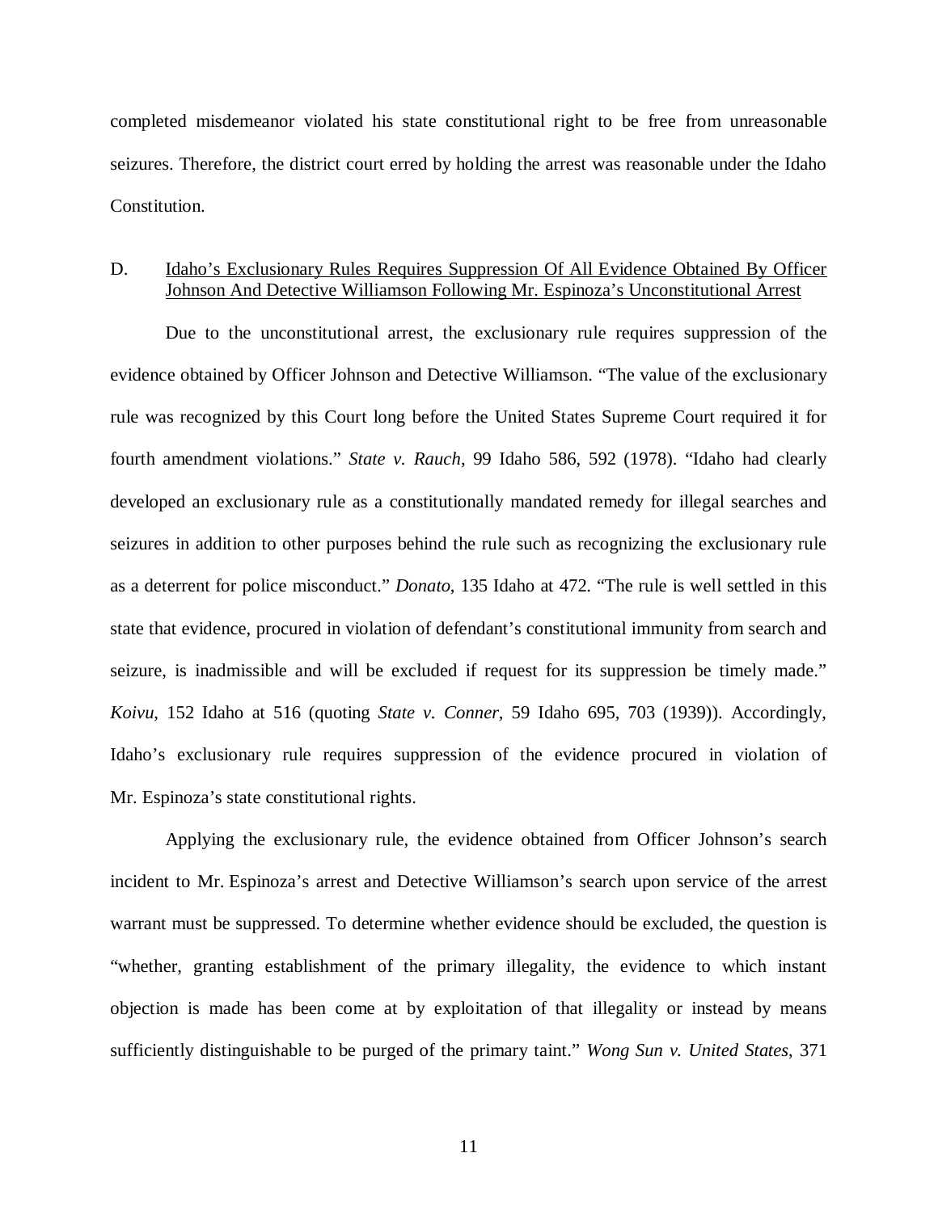completed misdemeanor violated his state constitutional right to be free from unreasonable seizures. Therefore, the district court erred by holding the arrest was reasonable under the Idaho Constitution.

### D. Idaho's Exclusionary Rules Requires Suppression Of All Evidence Obtained By Officer Johnson And Detective Williamson Following Mr. Espinoza's Unconstitutional Arrest

Due to the unconstitutional arrest, the exclusionary rule requires suppression of the evidence obtained by Officer Johnson and Detective Williamson. "The value of the exclusionary rule was recognized by this Court long before the United States Supreme Court required it for fourth amendment violations." *State v. Rauch*, 99 Idaho 586, 592 (1978). "Idaho had clearly developed an exclusionary rule as a constitutionally mandated remedy for illegal searches and seizures in addition to other purposes behind the rule such as recognizing the exclusionary rule as a deterrent for police misconduct." *Donato*, 135 Idaho at 472. "The rule is well settled in this state that evidence, procured in violation of defendant's constitutional immunity from search and seizure, is inadmissible and will be excluded if request for its suppression be timely made." *Koivu*, 152 Idaho at 516 (quoting *State v. Conner*, 59 Idaho 695, 703 (1939)). Accordingly, Idaho's exclusionary rule requires suppression of the evidence procured in violation of Mr. Espinoza's state constitutional rights.

Applying the exclusionary rule, the evidence obtained from Officer Johnson's search incident to Mr. Espinoza's arrest and Detective Williamson's search upon service of the arrest warrant must be suppressed. To determine whether evidence should be excluded, the question is "whether, granting establishment of the primary illegality, the evidence to which instant objection is made has been come at by exploitation of that illegality or instead by means sufficiently distinguishable to be purged of the primary taint." *Wong Sun v. United States*, 371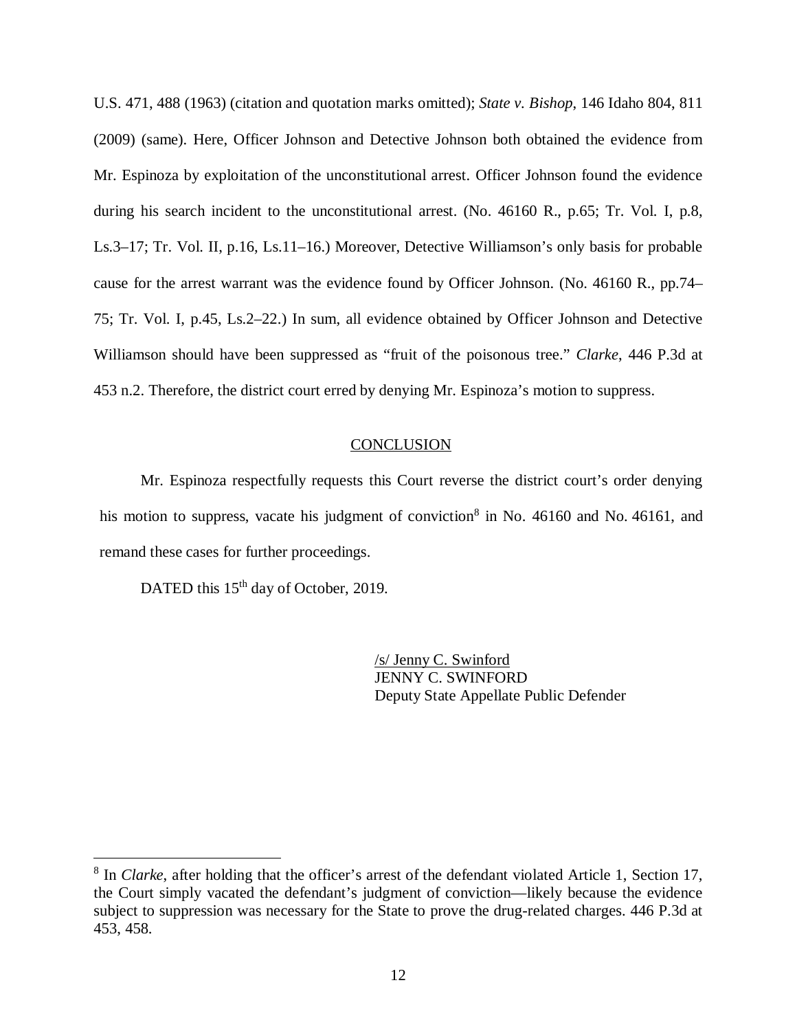U.S. 471, 488 (1963) (citation and quotation marks omitted); *State v. Bishop*, 146 Idaho 804, 811 (2009) (same). Here, Officer Johnson and Detective Johnson both obtained the evidence from Mr. Espinoza by exploitation of the unconstitutional arrest. Officer Johnson found the evidence during his search incident to the unconstitutional arrest. (No. 46160 R., p.65; Tr. Vol. I, p.8, Ls.3–17; Tr. Vol. II, p.16, Ls.11–16.) Moreover, Detective Williamson's only basis for probable cause for the arrest warrant was the evidence found by Officer Johnson. (No. 46160 R., pp.74–75; Tr. Vol. I, p.45, Ls.2–22.) In sum, all evidence obtained by Officer Johnson and Detective Williamson should have been suppressed as "fruit of the poisonous tree." *Clarke*, 446 P.3d at 453 n.2. Therefore, the district court erred by denying Mr. Espinoza's motion to suppress.

## CONCLUSION

Mr. Espinoza respectfully requests this Court reverse the district court's order denying his motion to suppress, vacate his judgment of conviction[8] in No. 46160 and No. 46161, and remand these cases for further proceedings.

DATED this 15th day of October, 2019.

/s/ Jenny C. Swinford
JENNY C. SWINFORD
Deputy State Appellate Public Defender

---

[8] In *Clarke*, after holding that the officer's arrest of the defendant violated Article 1, Section 17, the Court simply vacated the defendant's judgment of conviction—likely because the evidence subject to suppression was necessary for the State to prove the drug-related charges. 446 P.3d at 453, 458.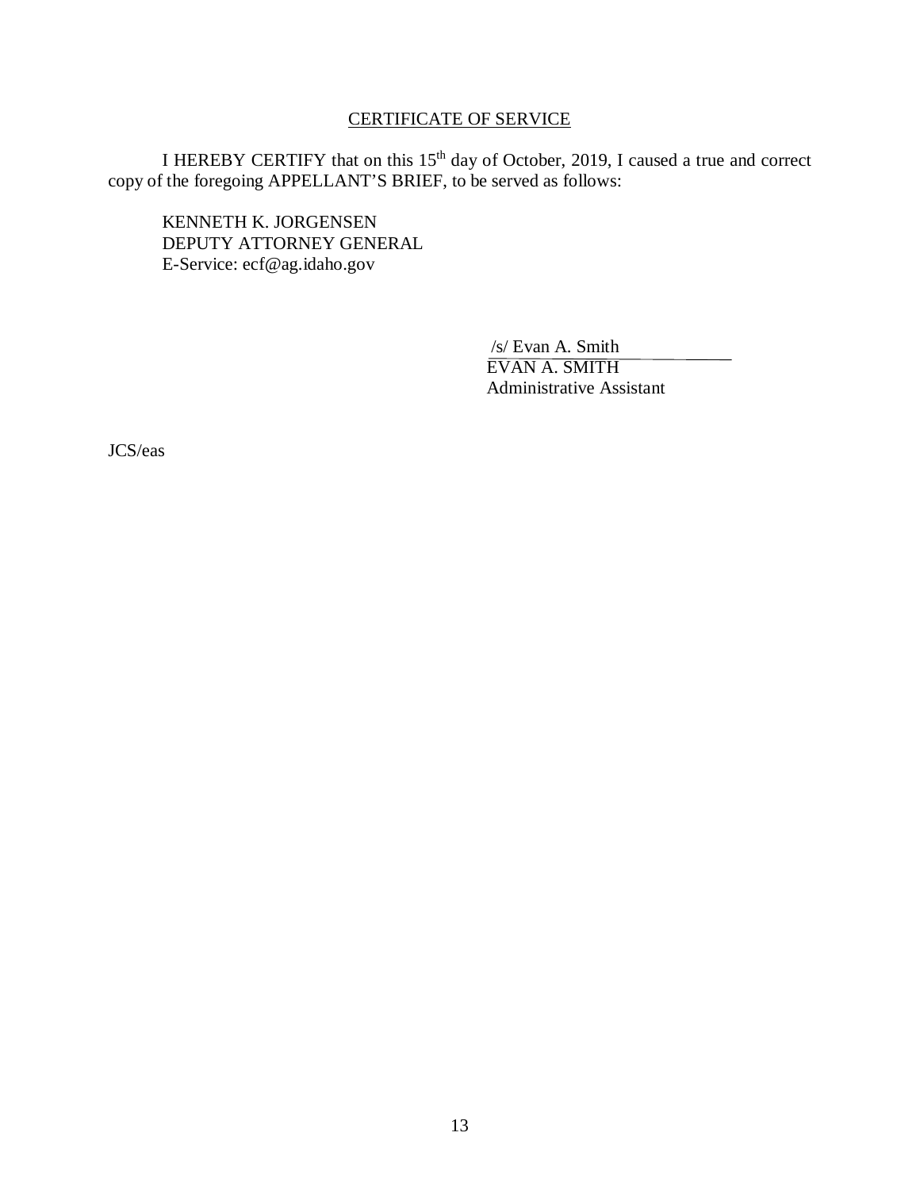## CERTIFICATE OF SERVICE

I HEREBY CERTIFY that on this 15th day of October, 2019, I caused a true and correct copy of the foregoing APPELLANT'S BRIEF, to be served as follows:

KENNETH K. JORGENSEN
DEPUTY ATTORNEY GENERAL
E-Service: ecf@ag.idaho.gov

/s/ Evan A. Smith
EVAN A. SMITH
Administrative Assistant

JCS/eas